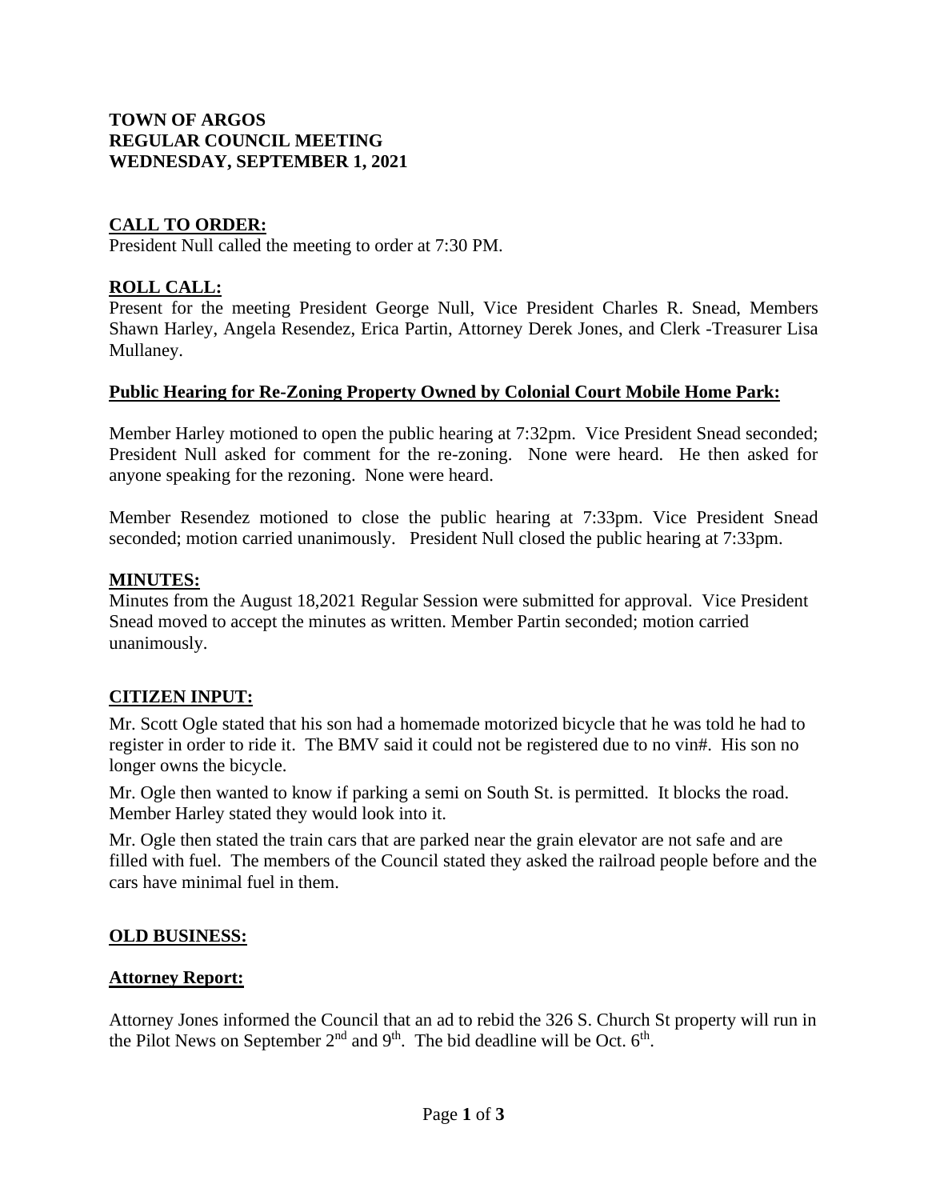**TOWN OF ARGOS**
**REGULAR COUNCIL MEETING**
**WEDNESDAY, SEPTEMBER 1, 2021**

## CALL TO ORDER:

President Null called the meeting to order at 7:30 PM.

## ROLL CALL:

Present for the meeting President George Null, Vice President Charles R. Snead, Members Shawn Harley, Angela Resendez, Erica Partin, Attorney Derek Jones, and Clerk -Treasurer Lisa Mullaney.

## Public Hearing for Re-Zoning Property Owned by Colonial Court Mobile Home Park:

Member Harley motioned to open the public hearing at 7:32pm. Vice President Snead seconded; President Null asked for comment for the re-zoning. None were heard. He then asked for anyone speaking for the rezoning. None were heard.

Member Resendez motioned to close the public hearing at 7:33pm. Vice President Snead seconded; motion carried unanimously. President Null closed the public hearing at 7:33pm.

## MINUTES:

Minutes from the August 18,2021 Regular Session were submitted for approval. Vice President Snead moved to accept the minutes as written. Member Partin seconded; motion carried unanimously.

## CITIZEN INPUT:

Mr. Scott Ogle stated that his son had a homemade motorized bicycle that he was told he had to register in order to ride it. The BMV said it could not be registered due to no vin#. His son no longer owns the bicycle.

Mr. Ogle then wanted to know if parking a semi on South St. is permitted. It blocks the road. Member Harley stated they would look into it.

Mr. Ogle then stated the train cars that are parked near the grain elevator are not safe and are filled with fuel. The members of the Council stated they asked the railroad people before and the cars have minimal fuel in them.

## OLD BUSINESS:

## Attorney Report:

Attorney Jones informed the Council that an ad to rebid the 326 S. Church St property will run in the Pilot News on September 2nd and 9th. The bid deadline will be Oct. 6th.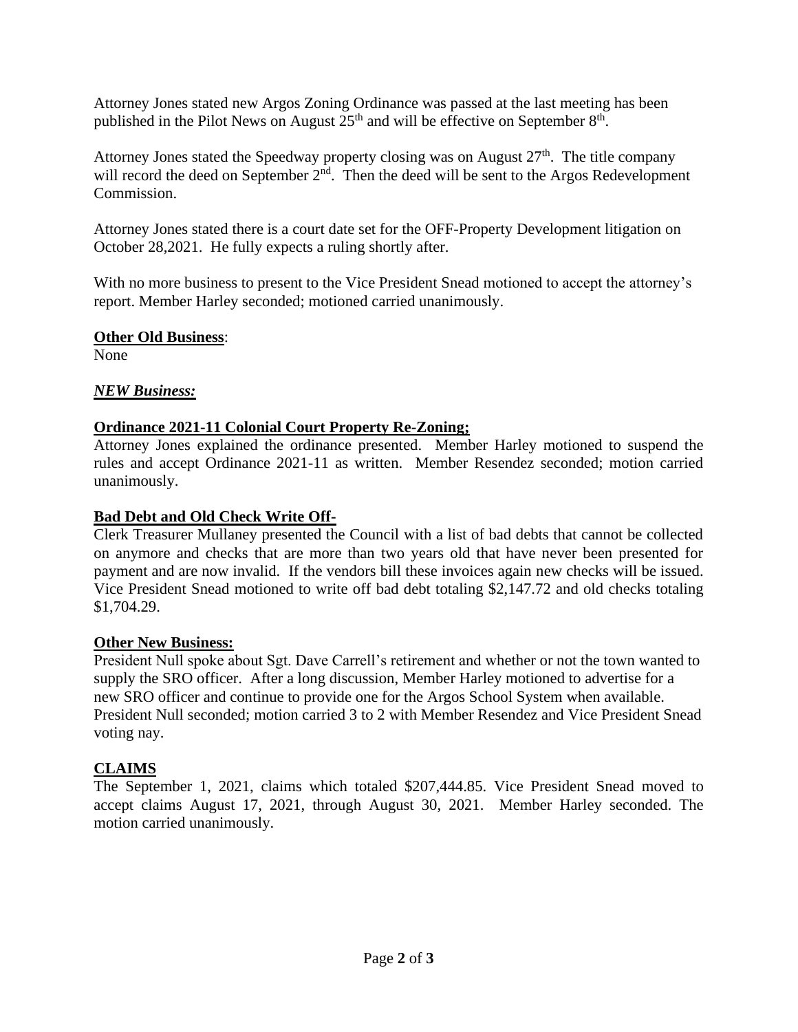Attorney Jones stated new Argos Zoning Ordinance was passed at the last meeting has been published in the Pilot News on August 25th and will be effective on September 8th.

Attorney Jones stated the Speedway property closing was on August 27th. The title company will record the deed on September 2nd. Then the deed will be sent to the Argos Redevelopment Commission.

Attorney Jones stated there is a court date set for the OFF-Property Development litigation on October 28,2021. He fully expects a ruling shortly after.

With no more business to present to the Vice President Snead motioned to accept the attorney's report. Member Harley seconded; motioned carried unanimously.

**Other Old Business**:
None

***NEW Business:***

**Ordinance 2021-11 Colonial Court Property Re-Zoning;**
Attorney Jones explained the ordinance presented. Member Harley motioned to suspend the rules and accept Ordinance 2021-11 as written. Member Resendez seconded; motion carried unanimously.

**Bad Debt and Old Check Write Off-**
Clerk Treasurer Mullaney presented the Council with a list of bad debts that cannot be collected on anymore and checks that are more than two years old that have never been presented for payment and are now invalid. If the vendors bill these invoices again new checks will be issued. Vice President Snead motioned to write off bad debt totaling $2,147.72 and old checks totaling $1,704.29.

**Other New Business:**
President Null spoke about Sgt. Dave Carrell's retirement and whether or not the town wanted to supply the SRO officer. After a long discussion, Member Harley motioned to advertise for a new SRO officer and continue to provide one for the Argos School System when available. President Null seconded; motion carried 3 to 2 with Member Resendez and Vice President Snead voting nay.

**CLAIMS**
The September 1, 2021, claims which totaled $207,444.85. Vice President Snead moved to accept claims August 17, 2021, through August 30, 2021. Member Harley seconded. The motion carried unanimously.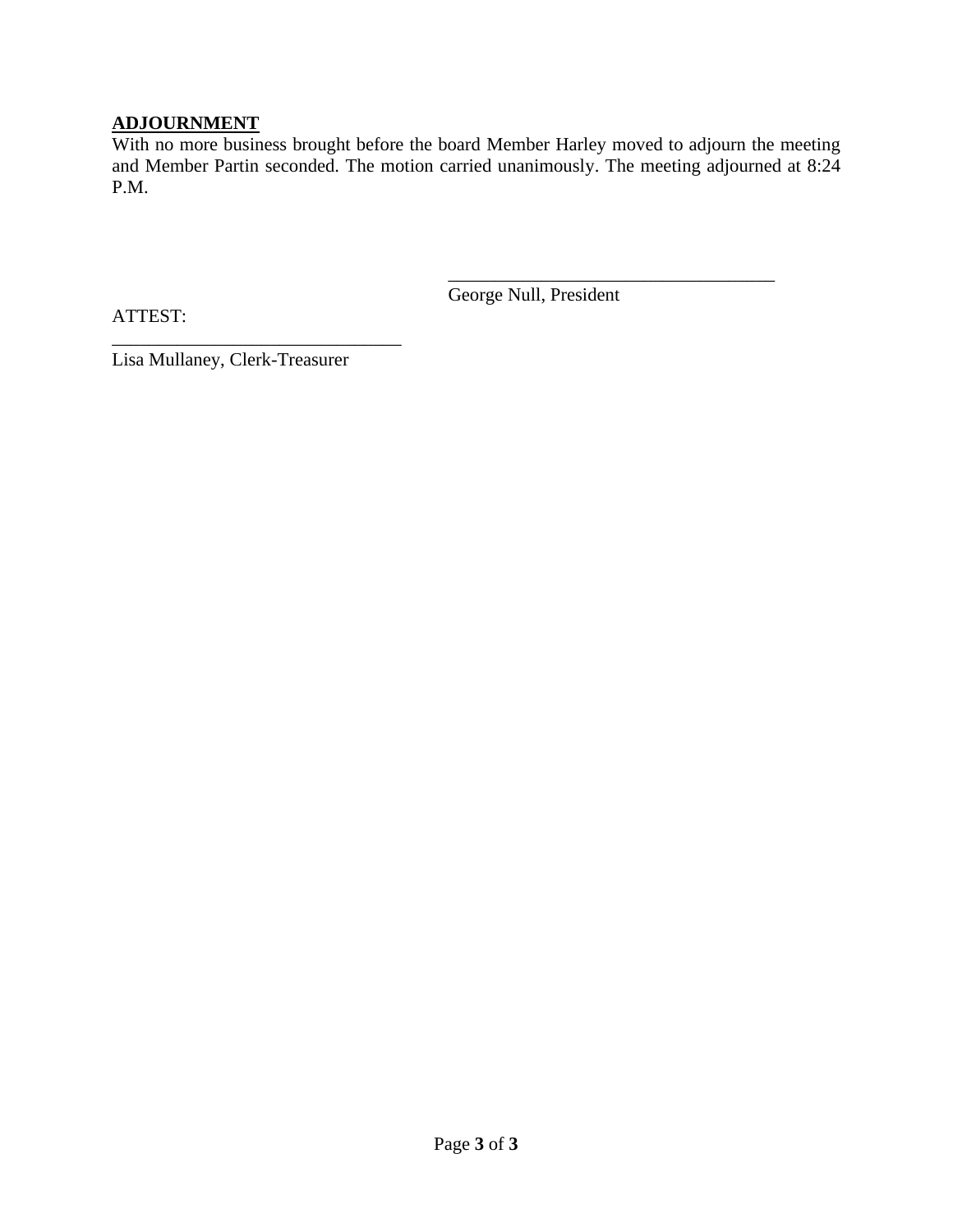**ADJOURNMENT**

With no more business brought before the board Member Harley moved to adjourn the meeting and Member Partin seconded. The motion carried unanimously. The meeting adjourned at 8:24 P.M.

\_\_\_\_\_\_\_\_\_\_\_\_\_\_\_\_\_\_\_\_\_\_\_\_\_\_\_\_\_\_\_\_\_\_\_\_

George Null, President

ATTEST:

\_\_\_\_\_\_\_\_\_\_\_\_\_\_\_\_\_\_\_\_\_\_\_\_\_\_\_\_\_\_\_\_

Lisa Mullaney, Clerk-Treasurer